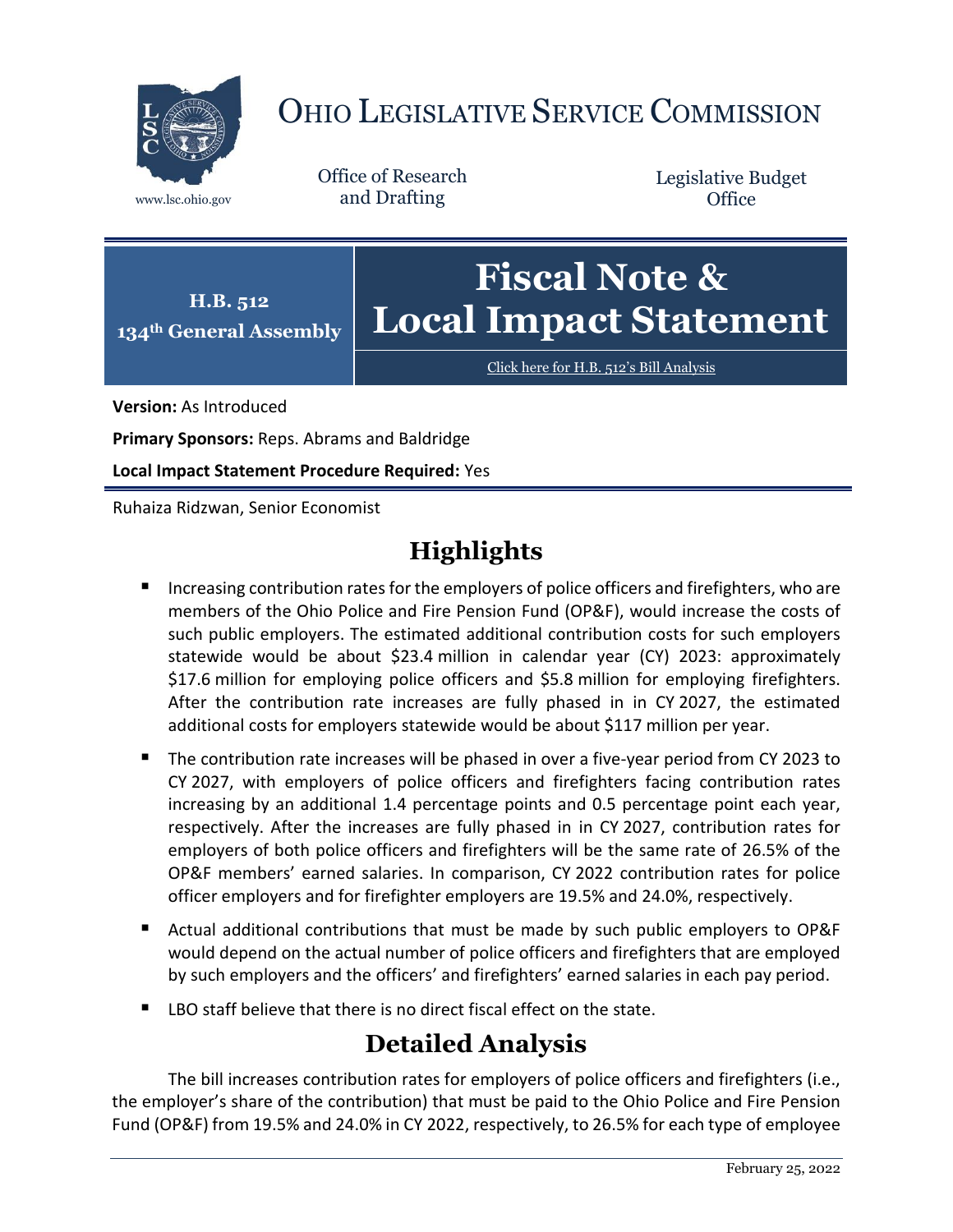# OHIO LEGISLATIVE SERVICE COMMISSION

www.lsc.ohio.gov

Office of Research and Drafting

Legislative Budget Office

**H.B. 512**
**134th General Assembly**

# Fiscal Note & Local Impact Statement

Click here for H.B. 512's Bill Analysis

**Version:** As Introduced

**Primary Sponsors:** Reps. Abrams and Baldridge

**Local Impact Statement Procedure Required:** Yes

Ruhaiza Ridzwan, Senior Economist

## Highlights

- Increasing contribution rates for the employers of police officers and firefighters, who are members of the Ohio Police and Fire Pension Fund (OP&F), would increase the costs of such public employers. The estimated additional contribution costs for such employers statewide would be about $23.4 million in calendar year (CY) 2023: approximately $17.6 million for employing police officers and $5.8 million for employing firefighters. After the contribution rate increases are fully phased in in CY 2027, the estimated additional costs for employers statewide would be about $117 million per year.
- The contribution rate increases will be phased in over a five-year period from CY 2023 to CY 2027, with employers of police officers and firefighters facing contribution rates increasing by an additional 1.4 percentage points and 0.5 percentage point each year, respectively. After the increases are fully phased in in CY 2027, contribution rates for employers of both police officers and firefighters will be the same rate of 26.5% of the OP&F members' earned salaries. In comparison, CY 2022 contribution rates for police officer employers and for firefighter employers are 19.5% and 24.0%, respectively.
- Actual additional contributions that must be made by such public employers to OP&F would depend on the actual number of police officers and firefighters that are employed by such employers and the officers' and firefighters' earned salaries in each pay period.
- LBO staff believe that there is no direct fiscal effect on the state.

## Detailed Analysis

The bill increases contribution rates for employers of police officers and firefighters (i.e., the employer's share of the contribution) that must be paid to the Ohio Police and Fire Pension Fund (OP&F) from 19.5% and 24.0% in CY 2022, respectively, to 26.5% for each type of employee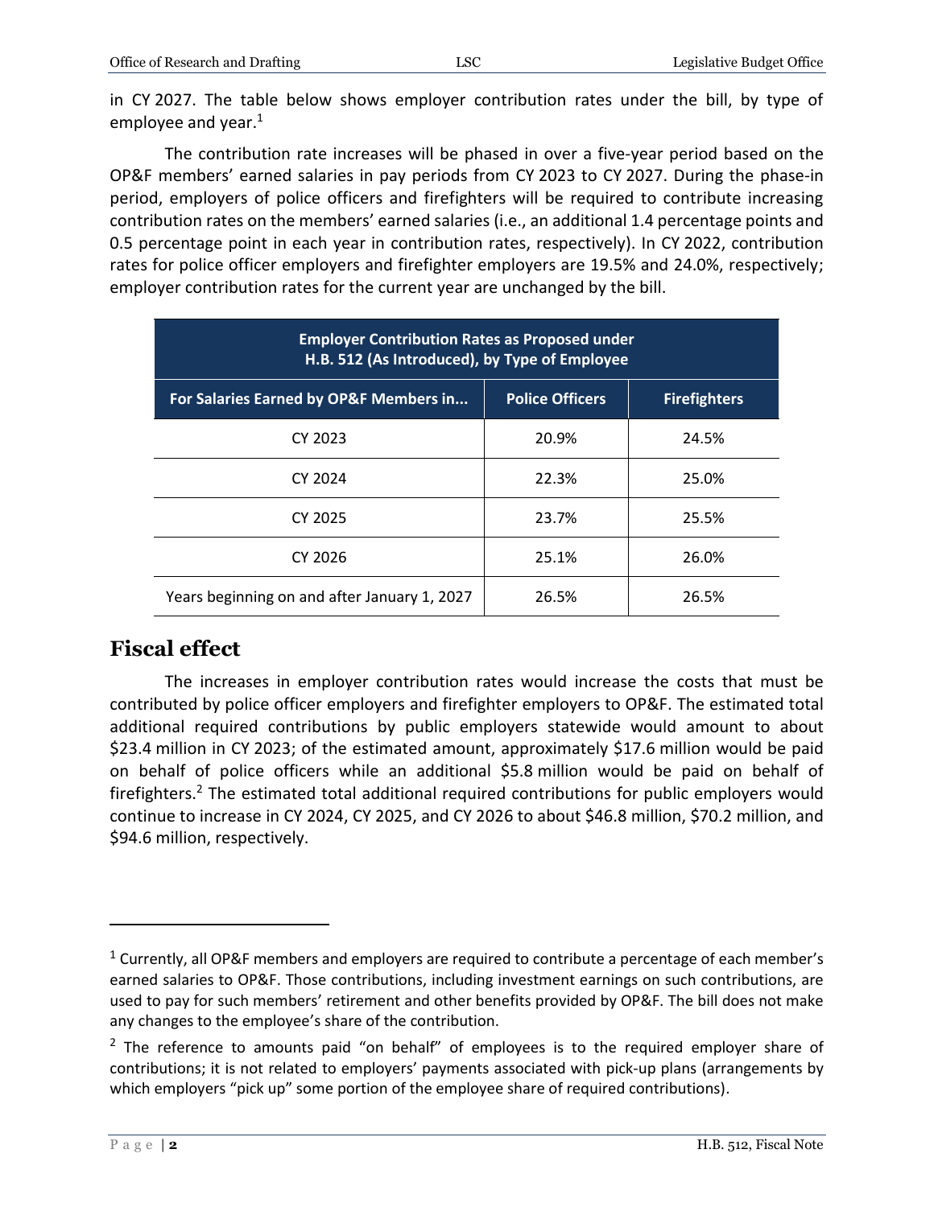in CY 2027. The table below shows employer contribution rates under the bill, by type of employee and year.[1]

The contribution rate increases will be phased in over a five-year period based on the OP&F members' earned salaries in pay periods from CY 2023 to CY 2027. During the phase-in period, employers of police officers and firefighters will be required to contribute increasing contribution rates on the members' earned salaries (i.e., an additional 1.4 percentage points and 0.5 percentage point in each year in contribution rates, respectively). In CY 2022, contribution rates for police officer employers and firefighter employers are 19.5% and 24.0%, respectively; employer contribution rates for the current year are unchanged by the bill.

| Employer Contribution Rates as Proposed under H.B. 512 (As Introduced), by Type of Employee | | |
|---|---|---|
| For Salaries Earned by OP&F Members in... | Police Officers | Firefighters |
| CY 2023 | 20.9% | 24.5% |
| CY 2024 | 22.3% | 25.0% |
| CY 2025 | 23.7% | 25.5% |
| CY 2026 | 25.1% | 26.0% |
| Years beginning on and after January 1, 2027 | 26.5% | 26.5% |

## Fiscal effect

The increases in employer contribution rates would increase the costs that must be contributed by police officer employers and firefighter employers to OP&F. The estimated total additional required contributions by public employers statewide would amount to about $23.4 million in CY 2023; of the estimated amount, approximately $17.6 million would be paid on behalf of police officers while an additional $5.8 million would be paid on behalf of firefighters.[2] The estimated total additional required contributions for public employers would continue to increase in CY 2024, CY 2025, and CY 2026 to about $46.8 million, $70.2 million, and $94.6 million, respectively.

---

[1] Currently, all OP&F members and employers are required to contribute a percentage of each member's earned salaries to OP&F. Those contributions, including investment earnings on such contributions, are used to pay for such members' retirement and other benefits provided by OP&F. The bill does not make any changes to the employee's share of the contribution.

[2] The reference to amounts paid "on behalf" of employees is to the required employer share of contributions; it is not related to employers' payments associated with pick-up plans (arrangements by which employers "pick up" some portion of the employee share of required contributions).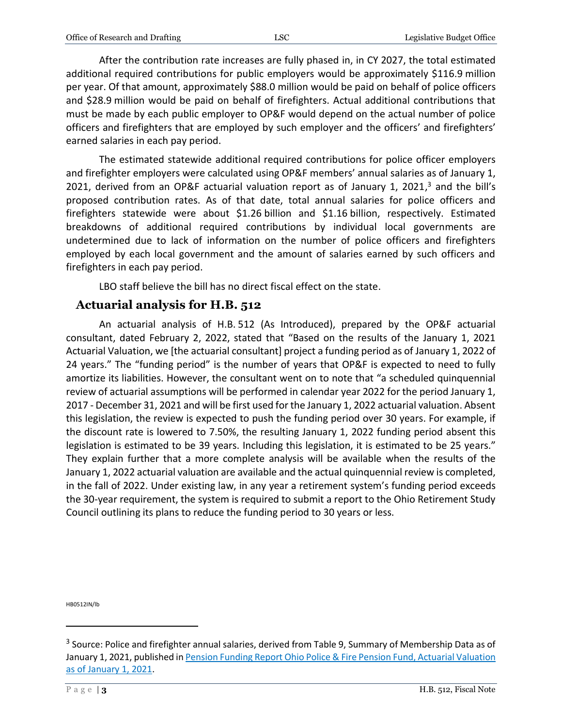After the contribution rate increases are fully phased in, in CY 2027, the total estimated additional required contributions for public employers would be approximately $116.9 million per year. Of that amount, approximately $88.0 million would be paid on behalf of police officers and $28.9 million would be paid on behalf of firefighters. Actual additional contributions that must be made by each public employer to OP&F would depend on the actual number of police officers and firefighters that are employed by such employer and the officers' and firefighters' earned salaries in each pay period.

The estimated statewide additional required contributions for police officer employers and firefighter employers were calculated using OP&F members' annual salaries as of January 1, 2021, derived from an OP&F actuarial valuation report as of January 1, 2021,[3] and the bill's proposed contribution rates. As of that date, total annual salaries for police officers and firefighters statewide were about $1.26 billion and $1.16 billion, respectively. Estimated breakdowns of additional required contributions by individual local governments are undetermined due to lack of information on the number of police officers and firefighters employed by each local government and the amount of salaries earned by such officers and firefighters in each pay period.

LBO staff believe the bill has no direct fiscal effect on the state.

## Actuarial analysis for H.B. 512

An actuarial analysis of H.B. 512 (As Introduced), prepared by the OP&F actuarial consultant, dated February 2, 2022, stated that "Based on the results of the January 1, 2021 Actuarial Valuation, we [the actuarial consultant] project a funding period as of January 1, 2022 of 24 years." The "funding period" is the number of years that OP&F is expected to need to fully amortize its liabilities. However, the consultant went on to note that "a scheduled quinquennial review of actuarial assumptions will be performed in calendar year 2022 for the period January 1, 2017 - December 31, 2021 and will be first used for the January 1, 2022 actuarial valuation. Absent this legislation, the review is expected to push the funding period over 30 years. For example, if the discount rate is lowered to 7.50%, the resulting January 1, 2022 funding period absent this legislation is estimated to be 39 years. Including this legislation, it is estimated to be 25 years." They explain further that a more complete analysis will be available when the results of the January 1, 2022 actuarial valuation are available and the actual quinquennial review is completed, in the fall of 2022. Under existing law, in any year a retirement system's funding period exceeds the 30-year requirement, the system is required to submit a report to the Ohio Retirement Study Council outlining its plans to reduce the funding period to 30 years or less.

HB0512IN/lb

[3] Source: Police and firefighter annual salaries, derived from Table 9, Summary of Membership Data as of January 1, 2021, published in Pension Funding Report Ohio Police & Fire Pension Fund, Actuarial Valuation as of January 1, 2021.